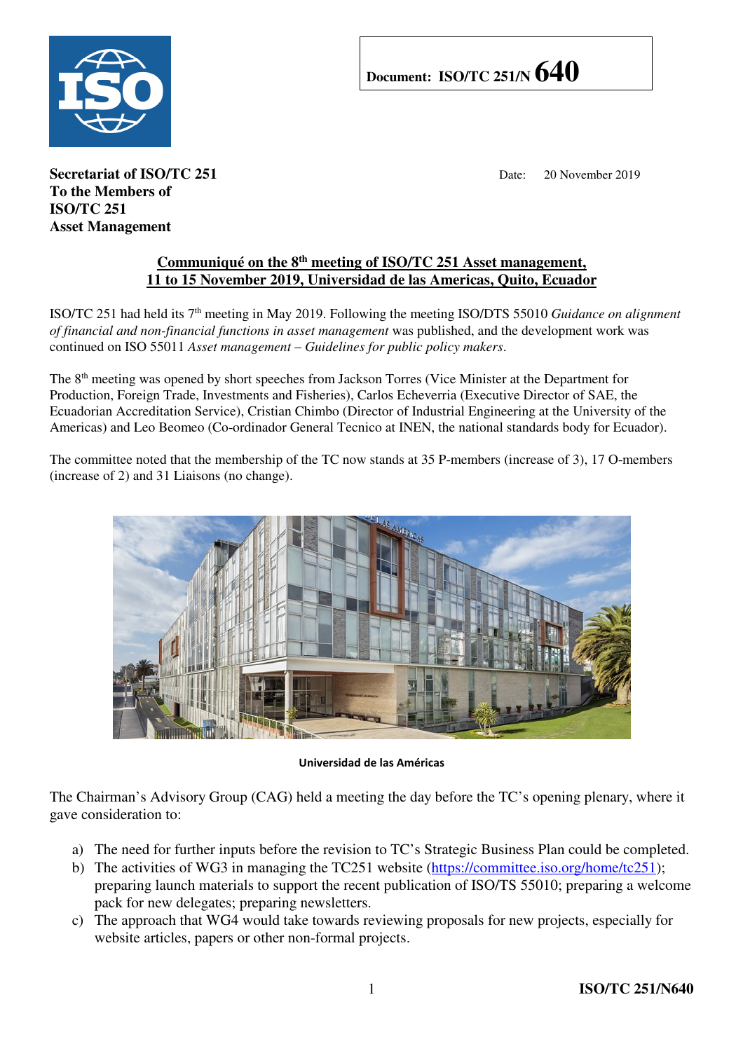**Document: ISO/TC 251/N 640**

**Secretariat of ISO/TC 251**
**To the Members of**
**ISO/TC 251**
**Asset Management**

Date: 20 November 2019

## Communiqué on the 8th meeting of ISO/TC 251 Asset management, 11 to 15 November 2019, Universidad de las Americas, Quito, Ecuador

ISO/TC 251 had held its 7th meeting in May 2019. Following the meeting ISO/DTS 55010 *Guidance on alignment of financial and non-financial functions in asset management* was published, and the development work was continued on ISO 55011 *Asset management – Guidelines for public policy makers*.

The 8th meeting was opened by short speeches from Jackson Torres (Vice Minister at the Department for Production, Foreign Trade, Investments and Fisheries), Carlos Echeverria (Executive Director of SAE, the Ecuadorian Accreditation Service), Cristian Chimbo (Director of Industrial Engineering at the University of the Americas) and Leo Beomeo (Co-ordinador General Tecnico at INEN, the national standards body for Ecuador).

The committee noted that the membership of the TC now stands at 35 P-members (increase of 3), 17 O-members (increase of 2) and 31 Liaisons (no change).

**Universidad de las Américas**

The Chairman's Advisory Group (CAG) held a meeting the day before the TC's opening plenary, where it gave consideration to:

a) The need for further inputs before the revision to TC's Strategic Business Plan could be completed.
b) The activities of WG3 in managing the TC251 website (https://committee.iso.org/home/tc251); preparing launch materials to support the recent publication of ISO/TS 55010; preparing a welcome pack for new delegates; preparing newsletters.
c) The approach that WG4 would take towards reviewing proposals for new projects, especially for website articles, papers or other non-formal projects.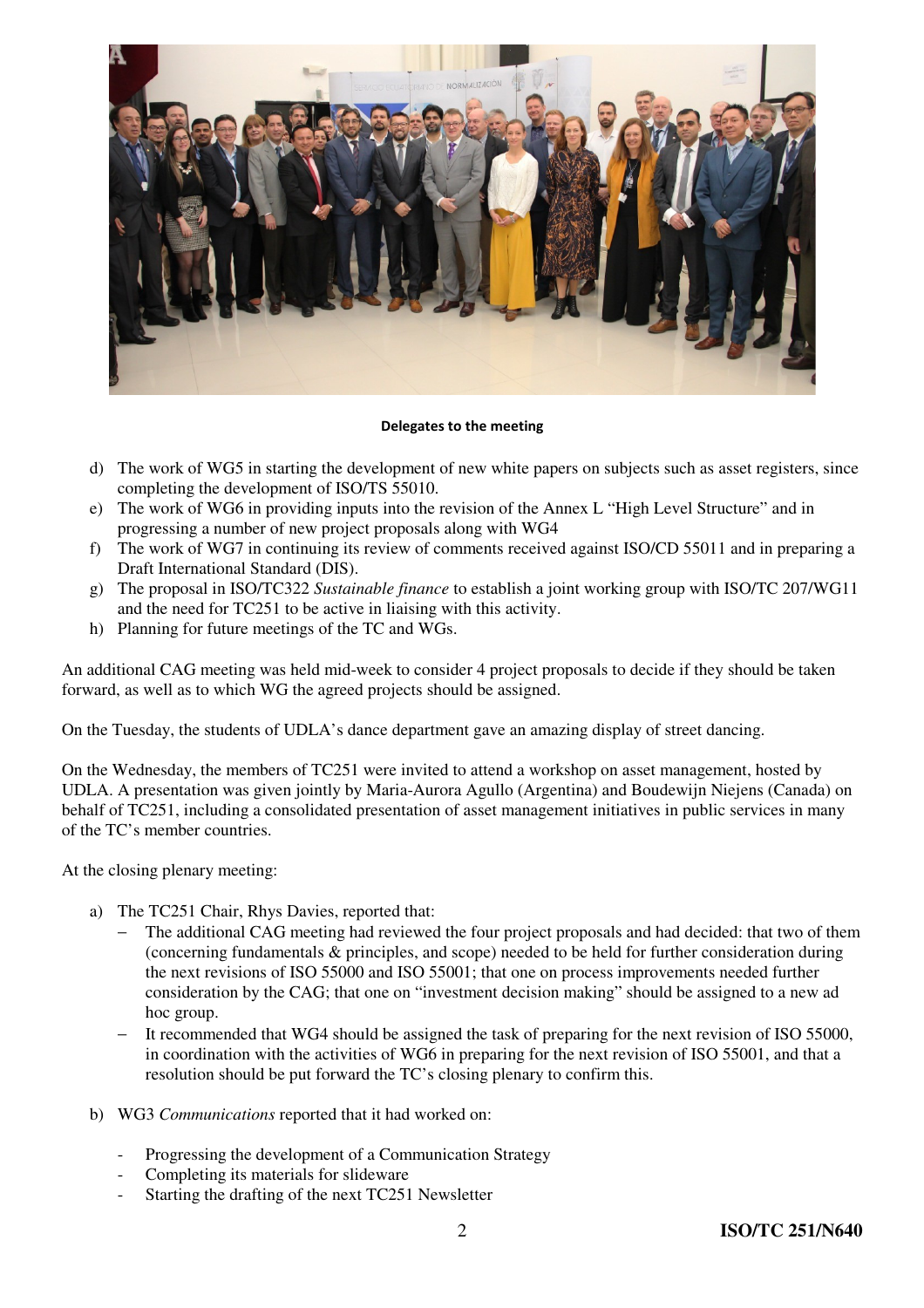**Delegates to the meeting**

d) The work of WG5 in starting the development of new white papers on subjects such as asset registers, since completing the development of ISO/TS 55010.
e) The work of WG6 in providing inputs into the revision of the Annex L "High Level Structure" and in progressing a number of new project proposals along with WG4
f) The work of WG7 in continuing its review of comments received against ISO/CD 55011 and in preparing a Draft International Standard (DIS).
g) The proposal in ISO/TC322 *Sustainable finance* to establish a joint working group with ISO/TC 207/WG11 and the need for TC251 to be active in liaising with this activity.
h) Planning for future meetings of the TC and WGs.

An additional CAG meeting was held mid-week to consider 4 project proposals to decide if they should be taken forward, as well as to which WG the agreed projects should be assigned.

On the Tuesday, the students of UDLA's dance department gave an amazing display of street dancing.

On the Wednesday, the members of TC251 were invited to attend a workshop on asset management, hosted by UDLA. A presentation was given jointly by Maria-Aurora Agullo (Argentina) and Boudewijn Niejens (Canada) on behalf of TC251, including a consolidated presentation of asset management initiatives in public services in many of the TC's member countries.

At the closing plenary meeting:

a) The TC251 Chair, Rhys Davies, reported that:
   - The additional CAG meeting had reviewed the four project proposals and had decided: that two of them (concerning fundamentals & principles, and scope) needed to be held for further consideration during the next revisions of ISO 55000 and ISO 55001; that one on process improvements needed further consideration by the CAG; that one on "investment decision making" should be assigned to a new ad hoc group.
   - It recommended that WG4 should be assigned the task of preparing for the next revision of ISO 55000, in coordination with the activities of WG6 in preparing for the next revision of ISO 55001, and that a resolution should be put forward the TC's closing plenary to confirm this.

b) WG3 *Communications* reported that it had worked on:

   - Progressing the development of a Communication Strategy
   - Completing its materials for slideware
   - Starting the drafting of the next TC251 Newsletter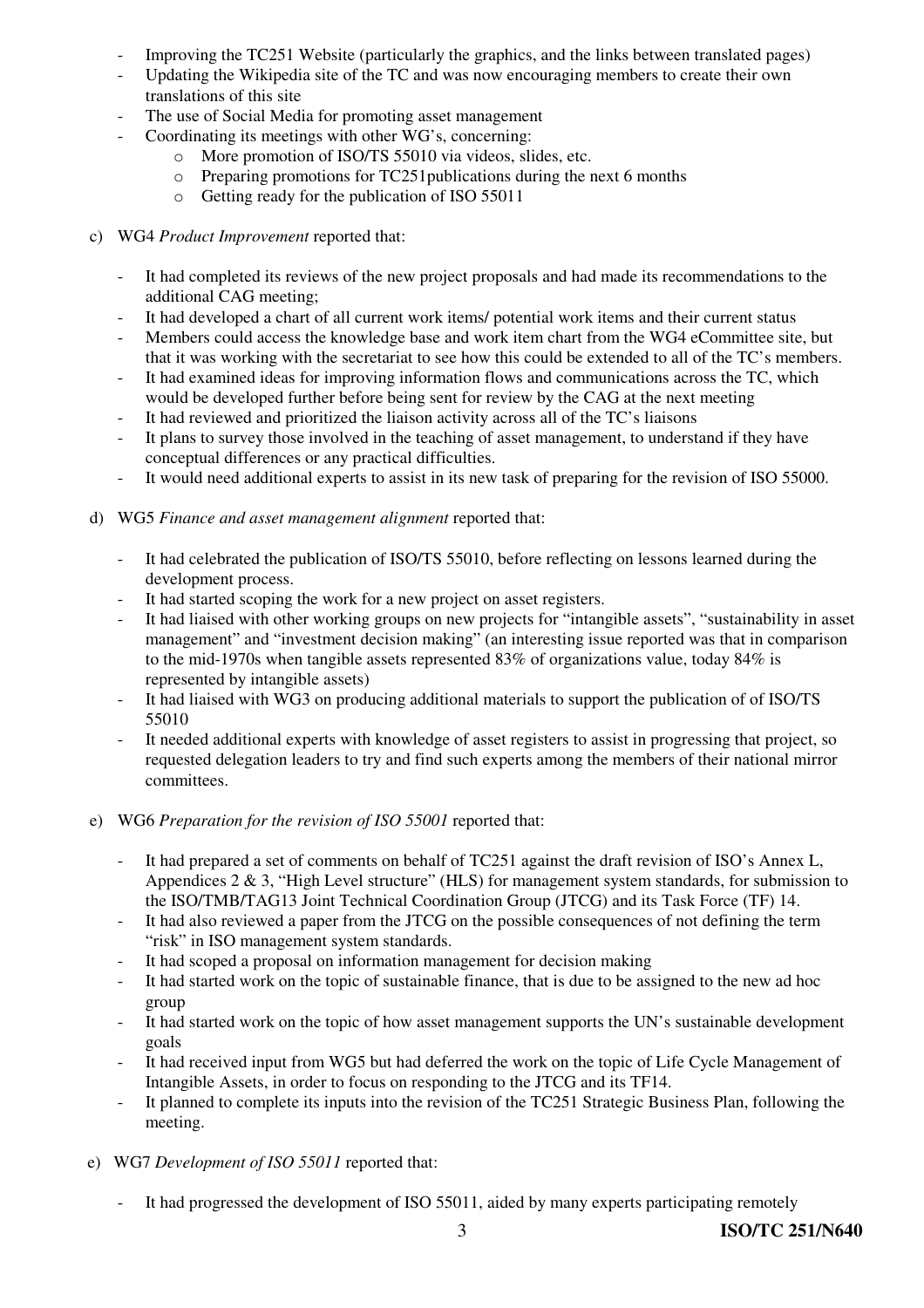- Improving the TC251 Website (particularly the graphics, and the links between translated pages)
- Updating the Wikipedia site of the TC and was now encouraging members to create their own translations of this site
- The use of Social Media for promoting asset management
- Coordinating its meetings with other WG's, concerning:
  - More promotion of ISO/TS 55010 via videos, slides, etc.
  - Preparing promotions for TC251publications during the next 6 months
  - Getting ready for the publication of ISO 55011

c) WG4 *Product Improvement* reported that:

- It had completed its reviews of the new project proposals and had made its recommendations to the additional CAG meeting;
- It had developed a chart of all current work items/ potential work items and their current status
- Members could access the knowledge base and work item chart from the WG4 eCommittee site, but that it was working with the secretariat to see how this could be extended to all of the TC's members.
- It had examined ideas for improving information flows and communications across the TC, which would be developed further before being sent for review by the CAG at the next meeting
- It had reviewed and prioritized the liaison activity across all of the TC's liaisons
- It plans to survey those involved in the teaching of asset management, to understand if they have conceptual differences or any practical difficulties.
- It would need additional experts to assist in its new task of preparing for the revision of ISO 55000.

d) WG5 *Finance and asset management alignment* reported that:

- It had celebrated the publication of ISO/TS 55010, before reflecting on lessons learned during the development process.
- It had started scoping the work for a new project on asset registers.
- It had liaised with other working groups on new projects for "intangible assets", "sustainability in asset management" and "investment decision making" (an interesting issue reported was that in comparison to the mid-1970s when tangible assets represented 83% of organizations value, today 84% is represented by intangible assets)
- It had liaised with WG3 on producing additional materials to support the publication of of ISO/TS 55010
- It needed additional experts with knowledge of asset registers to assist in progressing that project, so requested delegation leaders to try and find such experts among the members of their national mirror committees.

e) WG6 *Preparation for the revision of ISO 55001* reported that:

- It had prepared a set of comments on behalf of TC251 against the draft revision of ISO's Annex L, Appendices 2 & 3, "High Level structure" (HLS) for management system standards, for submission to the ISO/TMB/TAG13 Joint Technical Coordination Group (JTCG) and its Task Force (TF) 14.
- It had also reviewed a paper from the JTCG on the possible consequences of not defining the term "risk" in ISO management system standards.
- It had scoped a proposal on information management for decision making
- It had started work on the topic of sustainable finance, that is due to be assigned to the new ad hoc group
- It had started work on the topic of how asset management supports the UN's sustainable development goals
- It had received input from WG5 but had deferred the work on the topic of Life Cycle Management of Intangible Assets, in order to focus on responding to the JTCG and its TF14.
- It planned to complete its inputs into the revision of the TC251 Strategic Business Plan, following the meeting.

e) WG7 *Development of ISO 55011* reported that:

- It had progressed the development of ISO 55011, aided by many experts participating remotely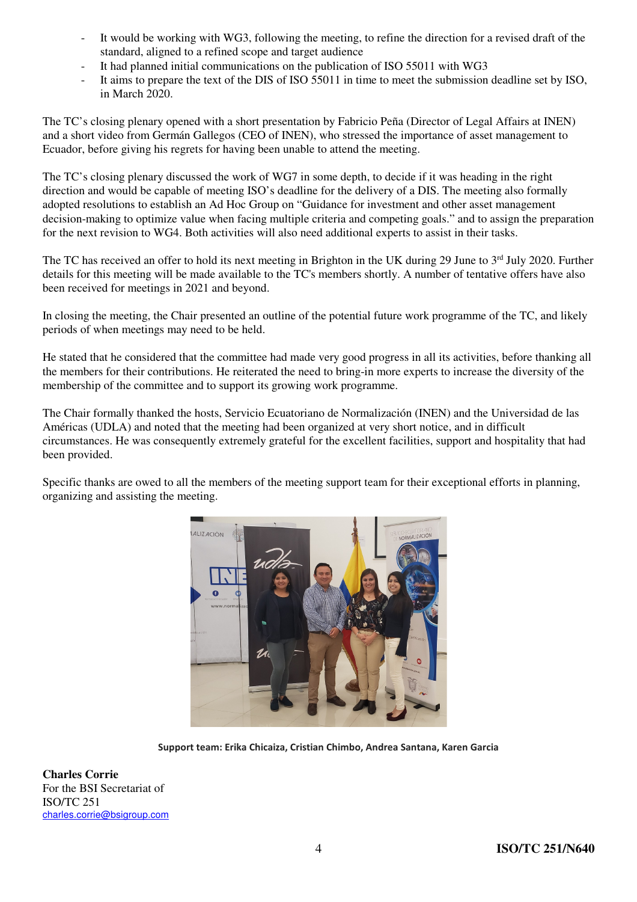- It would be working with WG3, following the meeting, to refine the direction for a revised draft of the standard, aligned to a refined scope and target audience
- It had planned initial communications on the publication of ISO 55011 with WG3
- It aims to prepare the text of the DIS of ISO 55011 in time to meet the submission deadline set by ISO, in March 2020.

The TC's closing plenary opened with a short presentation by Fabricio Peña (Director of Legal Affairs at INEN) and a short video from Germán Gallegos (CEO of INEN), who stressed the importance of asset management to Ecuador, before giving his regrets for having been unable to attend the meeting.

The TC's closing plenary discussed the work of WG7 in some depth, to decide if it was heading in the right direction and would be capable of meeting ISO's deadline for the delivery of a DIS. The meeting also formally adopted resolutions to establish an Ad Hoc Group on "Guidance for investment and other asset management decision-making to optimize value when facing multiple criteria and competing goals." and to assign the preparation for the next revision to WG4. Both activities will also need additional experts to assist in their tasks.

The TC has received an offer to hold its next meeting in Brighton in the UK during 29 June to 3rd July 2020. Further details for this meeting will be made available to the TC's members shortly. A number of tentative offers have also been received for meetings in 2021 and beyond.

In closing the meeting, the Chair presented an outline of the potential future work programme of the TC, and likely periods of when meetings may need to be held.

He stated that he considered that the committee had made very good progress in all its activities, before thanking all the members for their contributions. He reiterated the need to bring-in more experts to increase the diversity of the membership of the committee and to support its growing work programme.

The Chair formally thanked the hosts, Servicio Ecuatoriano de Normalización (INEN) and the Universidad de las Américas (UDLA) and noted that the meeting had been organized at very short notice, and in difficult circumstances. He was consequently extremely grateful for the excellent facilities, support and hospitality that had been provided.

Specific thanks are owed to all the members of the meeting support team for their exceptional efforts in planning, organizing and assisting the meeting.

**Support team: Erika Chicaiza, Cristian Chimbo, Andrea Santana, Karen Garcia**

**Charles Corrie**
For the BSI Secretariat of
ISO/TC 251
charles.corrie@bsigroup.com